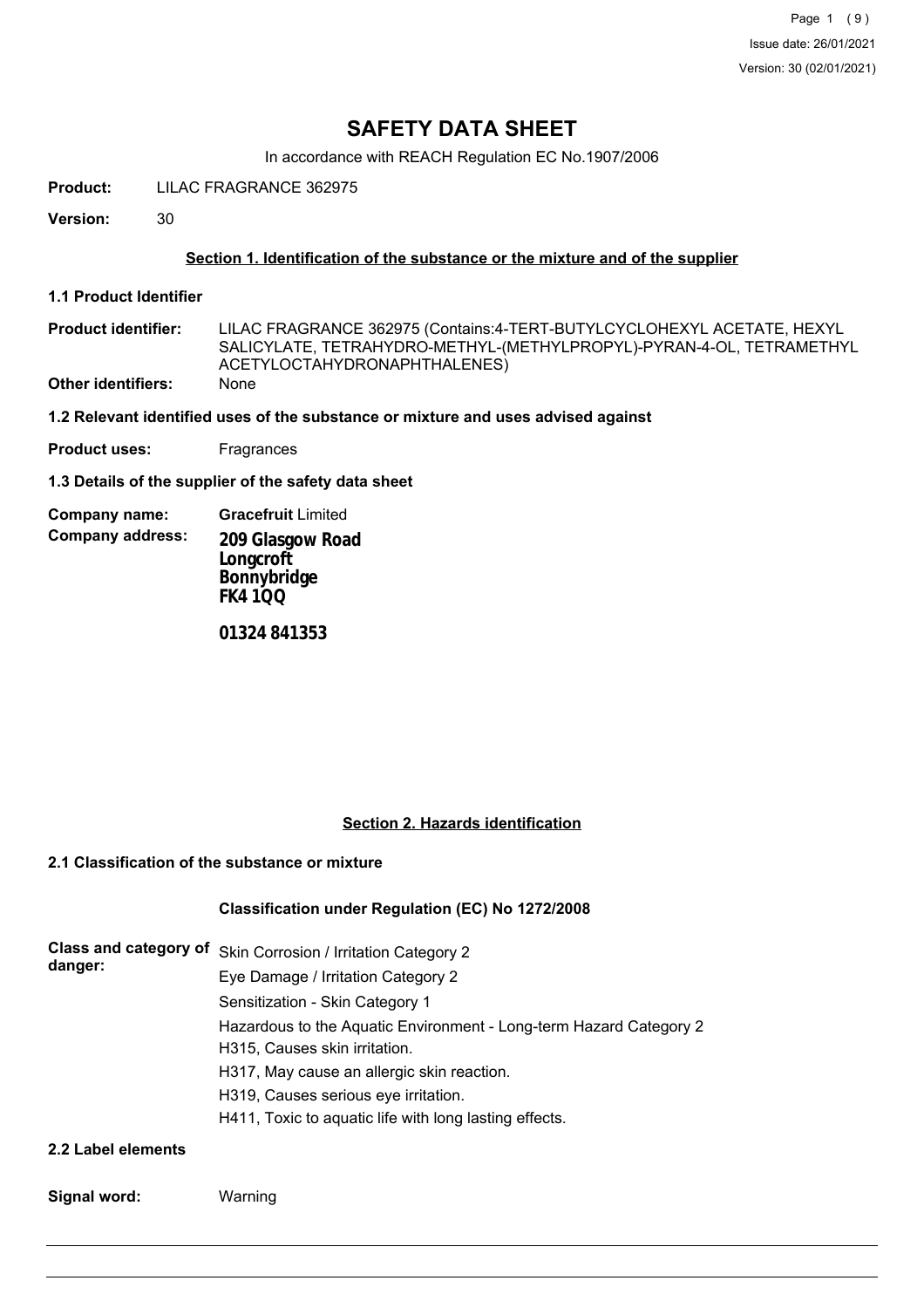# SAFETY DATA SHEET

In accordance with REACH Regulation EC No.1907/2006

**Product:** LILAC FRAGRANCE 362975

**Version:** 30

## Section 1. Identification of the substance or the mixture and of the supplier

### 1.1 Product Identifier

**Product identifier:** LILAC FRAGRANCE 362975 (Contains:4-TERT-BUTYLCYCLOHEXYL ACETATE, HEXYL SALICYLATE, TETRAHYDRO-METHYL-(METHYLPROPYL)-PYRAN-4-OL, TETRAMETHYL ACETYLOCTAHYDRONAPHTHALENES)

**Other identifiers:** None

### 1.2 Relevant identified uses of the substance or mixture and uses advised against

**Product uses:** Fragrances

### 1.3 Details of the supplier of the safety data sheet

**Company name:** **Gracefruit** Limited

**Company address:**
**209 Glasgow Road**
**Longcroft**
**Bonnybridge**
**FK4 1QQ**

**01324 841353**

## Section 2. Hazards identification

### 2.1 Classification of the substance or mixture

**Classification under Regulation (EC) No 1272/2008**

**Class and category of danger:**
Skin Corrosion / Irritation Category 2
Eye Damage / Irritation Category 2
Sensitization - Skin Category 1
Hazardous to the Aquatic Environment - Long-term Hazard Category 2
H315, Causes skin irritation.
H317, May cause an allergic skin reaction.
H319, Causes serious eye irritation.
H411, Toxic to aquatic life with long lasting effects.

### 2.2 Label elements

**Signal word:** Warning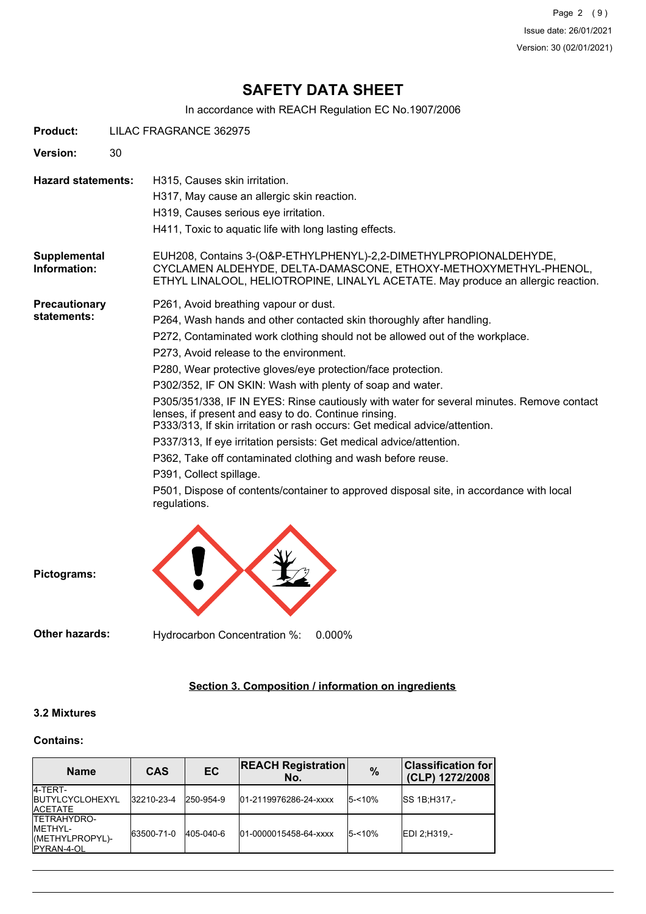# SAFETY DATA SHEET

In accordance with REACH Regulation EC No.1907/2006

**Product:** LILAC FRAGRANCE 362975

**Version:** 30

**Hazard statements:**

H315, Causes skin irritation.
H317, May cause an allergic skin reaction.
H319, Causes serious eye irritation.
H411, Toxic to aquatic life with long lasting effects.

**Supplemental Information:**

EUH208, Contains 3-(O&P-ETHYLPHENYL)-2,2-DIMETHYLPROPIONALDEHYDE, CYCLAMEN ALDEHYDE, DELTA-DAMASCONE, ETHOXY-METHOXYMETHYL-PHENOL, ETHYL LINALOOL, HELIOTROPINE, LINALYL ACETATE. May produce an allergic reaction.

**Precautionary statements:**

P261, Avoid breathing vapour or dust.
P264, Wash hands and other contacted skin thoroughly after handling.
P272, Contaminated work clothing should not be allowed out of the workplace.
P273, Avoid release to the environment.
P280, Wear protective gloves/eye protection/face protection.
P302/352, IF ON SKIN: Wash with plenty of soap and water.
P305/351/338, IF IN EYES: Rinse cautiously with water for several minutes. Remove contact lenses, if present and easy to do. Continue rinsing.
P333/313, If skin irritation or rash occurs: Get medical advice/attention.
P337/313, If eye irritation persists: Get medical advice/attention.
P362, Take off contaminated clothing and wash before reuse.
P391, Collect spillage.
P501, Dispose of contents/container to approved disposal site, in accordance with local regulations.

**Pictograms:**

**Other hazards:** Hydrocarbon Concentration %: 0.000%

## Section 3. Composition / information on ingredients

### 3.2 Mixtures

**Contains:**

| Name | CAS | EC | REACH Registration No. | % | Classification for (CLP) 1272/2008 |
|---|---|---|---|---|---|
| 4-TERT-BUTYLCYCLOHEXYL ACETATE | 32210-23-4 | 250-954-9 | 01-2119976286-24-xxxx | 5-<10% | SS 1B;H317,- |
| TETRAHYDRO-METHYL-(METHYLPROPYL)-PYRAN-4-OL | 63500-71-0 | 405-040-6 | 01-0000015458-64-xxxx | 5-<10% | EDI 2;H319,- |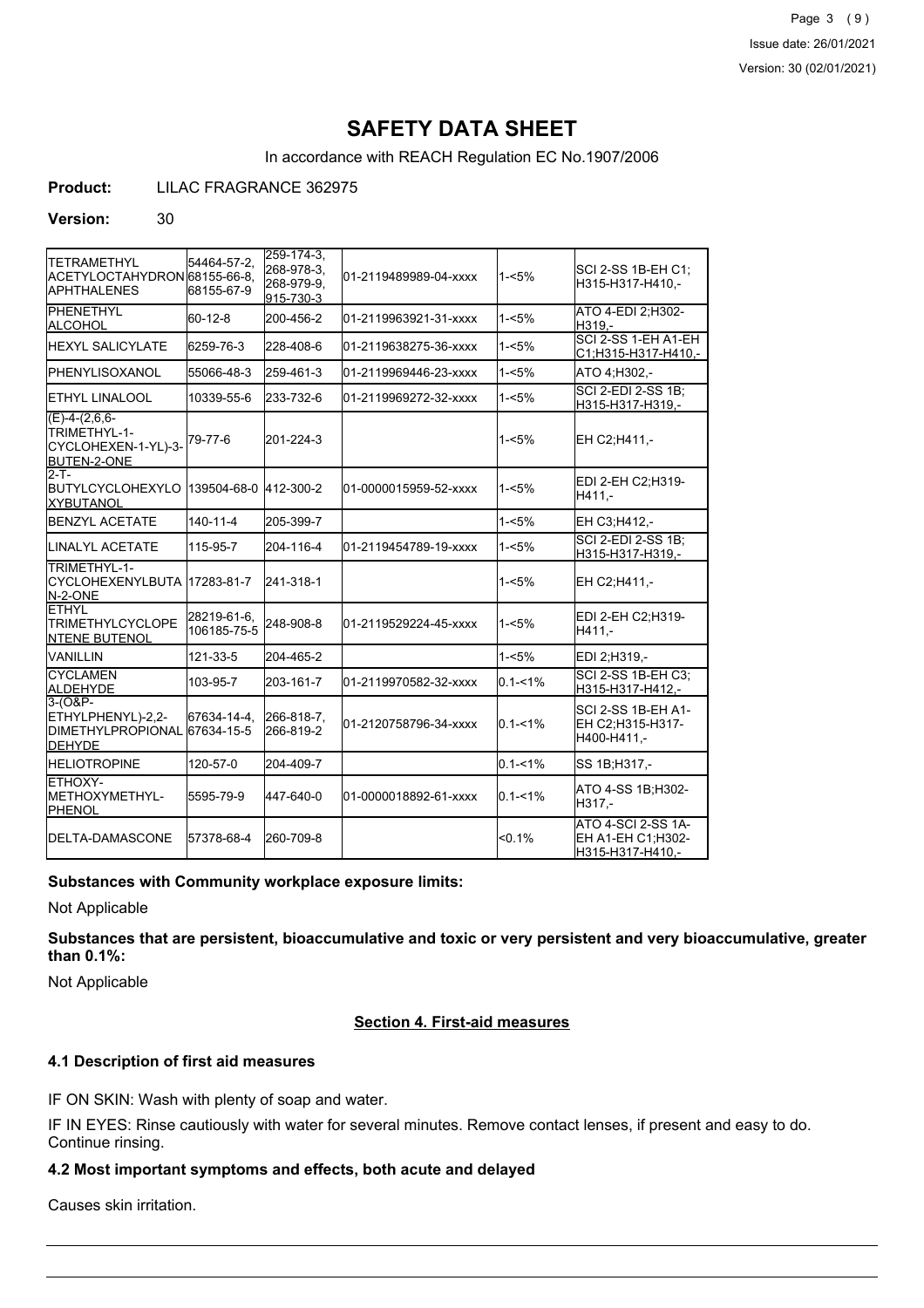# SAFETY DATA SHEET

In accordance with REACH Regulation EC No.1907/2006

**Product:** LILAC FRAGRANCE 362975

**Version:** 30

| | | | | | |
|---|---|---|---|---|---|
| TETRAMETHYL ACETYLOCTAHYDRONAPHTHALENES | 54464-57-2, 68155-66-8, 68155-67-9 | 259-174-3, 268-978-3, 268-979-9, 915-730-3 | 01-2119489989-04-xxxx | 1-<5% | SCI 2-SS 1B-EH C1; H315-H317-H410,- |
| PHENETHYL ALCOHOL | 60-12-8 | 200-456-2 | 01-2119963921-31-xxxx | 1-<5% | ATO 4-EDI 2;H302-H319,- |
| HEXYL SALICYLATE | 6259-76-3 | 228-408-6 | 01-2119638275-36-xxxx | 1-<5% | SCI 2-SS 1-EH A1-EH C1;H315-H317-H410,- |
| PHENYLISOXANOL | 55066-48-3 | 259-461-3 | 01-2119969446-23-xxxx | 1-<5% | ATO 4;H302,- |
| ETHYL LINALOOL | 10339-55-6 | 233-732-6 | 01-2119969272-32-xxxx | 1-<5% | SCI 2-EDI 2-SS 1B; H315-H317-H319,- |
| (E)-4-(2,6,6-TRIMETHYL-1-CYCLOHEXEN-1-YL)-3-BUTEN-2-ONE | 79-77-6 | 201-224-3 | | 1-<5% | EH C2;H411,- |
| 2-T-BUTYLCYCLOHEXYLOXYBUTANOL | 139504-68-0 | 412-300-2 | 01-0000015959-52-xxxx | 1-<5% | EDI 2-EH C2;H319-H411,- |
| BENZYL ACETATE | 140-11-4 | 205-399-7 | | 1-<5% | EH C3;H412,- |
| LINALYL ACETATE | 115-95-7 | 204-116-4 | 01-2119454789-19-xxxx | 1-<5% | SCI 2-EDI 2-SS 1B; H315-H317-H319,- |
| TRIMETHYL-1-CYCLOHEXENYLBUTAN-2-ONE | 17283-81-7 | 241-318-1 | | 1-<5% | EH C2;H411,- |
| ETHYL TRIMETHYLCYCLOPENTENE BUTENOL | 28219-61-6, 106185-75-5 | 248-908-8 | 01-2119529224-45-xxxx | 1-<5% | EDI 2-EH C2;H319-H411,- |
| VANILLIN | 121-33-5 | 204-465-2 | | 1-<5% | EDI 2;H319,- |
| CYCLAMEN ALDEHYDE | 103-95-7 | 203-161-7 | 01-2119970582-32-xxxx | 0.1-<1% | SCI 2-SS 1B-EH C3; H315-H317-H412,- |
| 3-(O&P-ETHYLPHENYL)-2,2-DIMETHYLPROPIONALDEHYDE | 67634-14-4, 67634-15-5 | 266-818-7, 266-819-2 | 01-2120758796-34-xxxx | 0.1-<1% | SCI 2-SS 1B-EH A1-EH C2;H315-H317-H400-H411,- |
| HELIOTROPINE | 120-57-0 | 204-409-7 | | 0.1-<1% | SS 1B;H317,- |
| ETHOXY-METHOXYMETHYL-PHENOL | 5595-79-9 | 447-640-0 | 01-0000018892-61-xxxx | 0.1-<1% | ATO 4-SS 1B;H302-H317,- |
| DELTA-DAMASCONE | 57378-68-4 | 260-709-8 | | <0.1% | ATO 4-SCI 2-SS 1A-EH A1-EH C1;H302-H315-H317-H410,- |

**Substances with Community workplace exposure limits:**

Not Applicable

**Substances that are persistent, bioaccumulative and toxic or very persistent and very bioaccumulative, greater than 0.1%:**

Not Applicable

## Section 4. First-aid measures

### 4.1 Description of first aid measures

IF ON SKIN: Wash with plenty of soap and water.

IF IN EYES: Rinse cautiously with water for several minutes. Remove contact lenses, if present and easy to do. Continue rinsing.

### 4.2 Most important symptoms and effects, both acute and delayed

Causes skin irritation.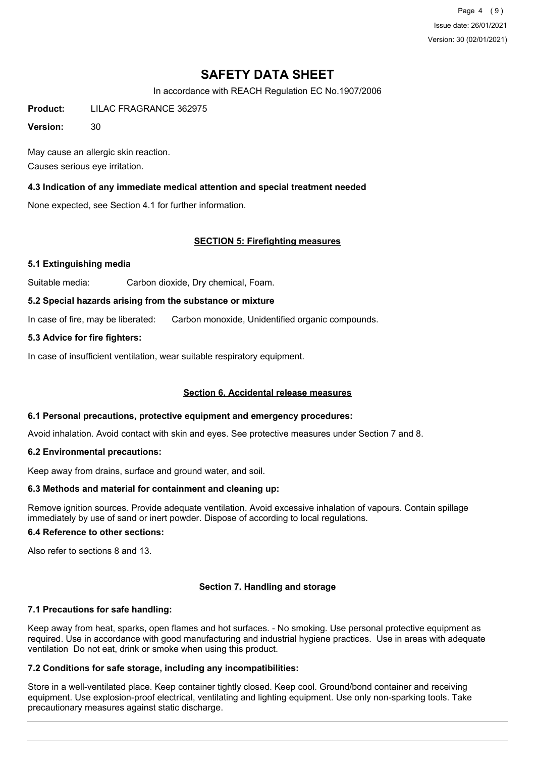# SAFETY DATA SHEET

In accordance with REACH Regulation EC No.1907/2006

**Product:** LILAC FRAGRANCE 362975

**Version:** 30

May cause an allergic skin reaction.

Causes serious eye irritation.

### 4.3 Indication of any immediate medical attention and special treatment needed

None expected, see Section 4.1 for further information.

## SECTION 5: Firefighting measures

### 5.1 Extinguishing media

Suitable media: Carbon dioxide, Dry chemical, Foam.

### 5.2 Special hazards arising from the substance or mixture

In case of fire, may be liberated: Carbon monoxide, Unidentified organic compounds.

### 5.3 Advice for fire fighters:

In case of insufficient ventilation, wear suitable respiratory equipment.

## Section 6. Accidental release measures

### 6.1 Personal precautions, protective equipment and emergency procedures:

Avoid inhalation. Avoid contact with skin and eyes. See protective measures under Section 7 and 8.

### 6.2 Environmental precautions:

Keep away from drains, surface and ground water, and soil.

### 6.3 Methods and material for containment and cleaning up:

Remove ignition sources. Provide adequate ventilation. Avoid excessive inhalation of vapours. Contain spillage immediately by use of sand or inert powder. Dispose of according to local regulations.

### 6.4 Reference to other sections:

Also refer to sections 8 and 13.

## Section 7. Handling and storage

### 7.1 Precautions for safe handling:

Keep away from heat, sparks, open flames and hot surfaces. - No smoking. Use personal protective equipment as required. Use in accordance with good manufacturing and industrial hygiene practices. Use in areas with adequate ventilation Do not eat, drink or smoke when using this product.

### 7.2 Conditions for safe storage, including any incompatibilities:

Store in a well-ventilated place. Keep container tightly closed. Keep cool. Ground/bond container and receiving equipment. Use explosion-proof electrical, ventilating and lighting equipment. Use only non-sparking tools. Take precautionary measures against static discharge.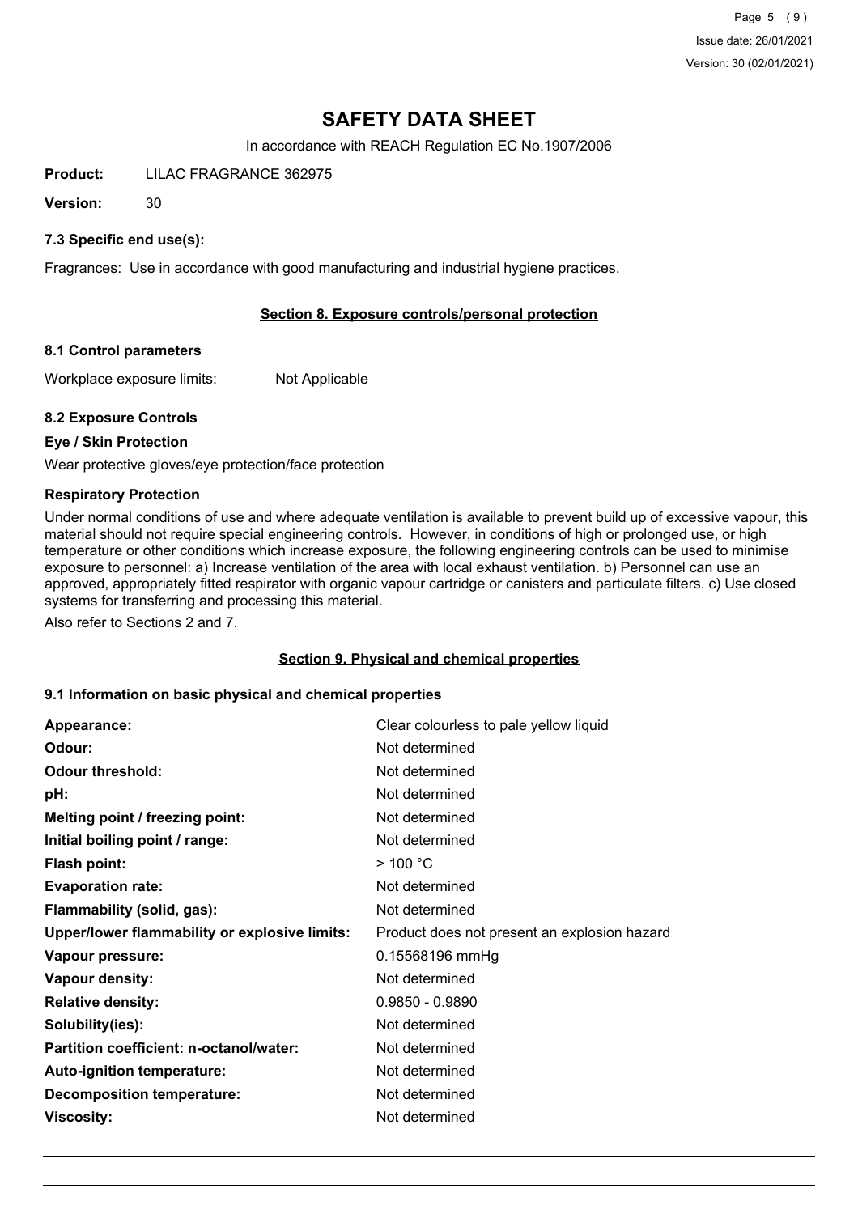# SAFETY DATA SHEET

In accordance with REACH Regulation EC No.1907/2006

**Product:** LILAC FRAGRANCE 362975

**Version:** 30

### 7.3 Specific end use(s):

Fragrances: Use in accordance with good manufacturing and industrial hygiene practices.

## Section 8. Exposure controls/personal protection

### 8.1 Control parameters

Workplace exposure limits: Not Applicable

### 8.2 Exposure Controls

**Eye / Skin Protection**

Wear protective gloves/eye protection/face protection

**Respiratory Protection**

Under normal conditions of use and where adequate ventilation is available to prevent build up of excessive vapour, this material should not require special engineering controls. However, in conditions of high or prolonged use, or high temperature or other conditions which increase exposure, the following engineering controls can be used to minimise exposure to personnel: a) Increase ventilation of the area with local exhaust ventilation. b) Personnel can use an approved, appropriately fitted respirator with organic vapour cartridge or canisters and particulate filters. c) Use closed systems for transferring and processing this material.

Also refer to Sections 2 and 7.

## Section 9. Physical and chemical properties

### 9.1 Information on basic physical and chemical properties

| Property | Value |
|---|---|
| **Appearance:** | Clear colourless to pale yellow liquid |
| **Odour:** | Not determined |
| **Odour threshold:** | Not determined |
| **pH:** | Not determined |
| **Melting point / freezing point:** | Not determined |
| **Initial boiling point / range:** | Not determined |
| **Flash point:** | > 100 °C |
| **Evaporation rate:** | Not determined |
| **Flammability (solid, gas):** | Not determined |
| **Upper/lower flammability or explosive limits:** | Product does not present an explosion hazard |
| **Vapour pressure:** | 0.15568196 mmHg |
| **Vapour density:** | Not determined |
| **Relative density:** | 0.9850 - 0.9890 |
| **Solubility(ies):** | Not determined |
| **Partition coefficient: n-octanol/water:** | Not determined |
| **Auto-ignition temperature:** | Not determined |
| **Decomposition temperature:** | Not determined |
| **Viscosity:** | Not determined |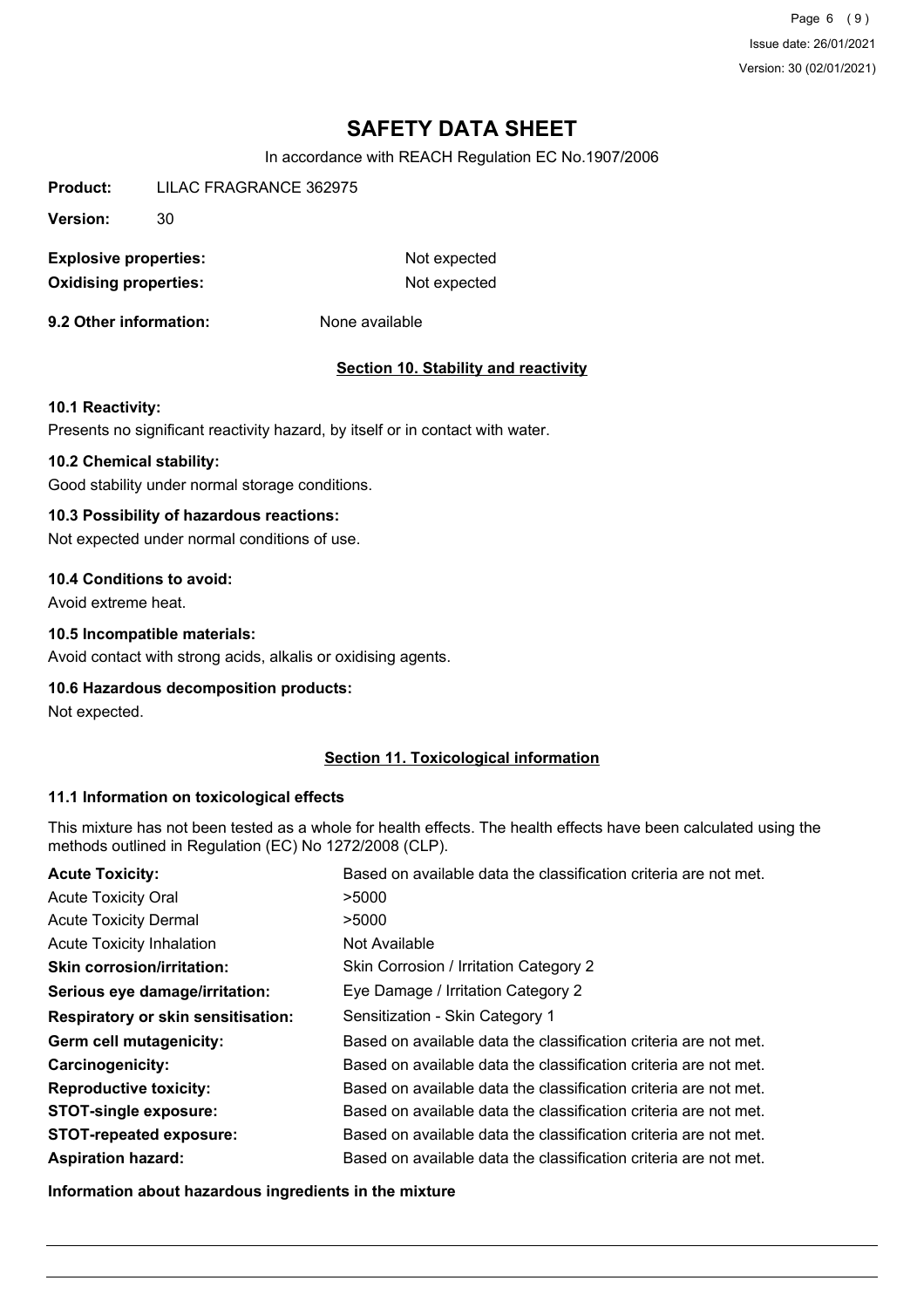# SAFETY DATA SHEET

In accordance with REACH Regulation EC No.1907/2006

**Product:** LILAC FRAGRANCE 362975

**Version:** 30

| | |
|---|---|
| **Explosive properties:** | Not expected |
| **Oxidising properties:** | Not expected |

**9.2 Other information:** None available

## Section 10. Stability and reactivity

**10.1 Reactivity:**

Presents no significant reactivity hazard, by itself or in contact with water.

**10.2 Chemical stability:**

Good stability under normal storage conditions.

**10.3 Possibility of hazardous reactions:**

Not expected under normal conditions of use.

**10.4 Conditions to avoid:**

Avoid extreme heat.

**10.5 Incompatible materials:**

Avoid contact with strong acids, alkalis or oxidising agents.

**10.6 Hazardous decomposition products:**

Not expected.

## Section 11. Toxicological information

**11.1 Information on toxicological effects**

This mixture has not been tested as a whole for health effects. The health effects have been calculated using the methods outlined in Regulation (EC) No 1272/2008 (CLP).

| | |
|---|---|
| **Acute Toxicity:** | Based on available data the classification criteria are not met. |
| Acute Toxicity Oral | >5000 |
| Acute Toxicity Dermal | >5000 |
| Acute Toxicity Inhalation | Not Available |
| **Skin corrosion/irritation:** | Skin Corrosion / Irritation Category 2 |
| **Serious eye damage/irritation:** | Eye Damage / Irritation Category 2 |
| **Respiratory or skin sensitisation:** | Sensitization - Skin Category 1 |
| **Germ cell mutagenicity:** | Based on available data the classification criteria are not met. |
| **Carcinogenicity:** | Based on available data the classification criteria are not met. |
| **Reproductive toxicity:** | Based on available data the classification criteria are not met. |
| **STOT-single exposure:** | Based on available data the classification criteria are not met. |
| **STOT-repeated exposure:** | Based on available data the classification criteria are not met. |
| **Aspiration hazard:** | Based on available data the classification criteria are not met. |

**Information about hazardous ingredients in the mixture**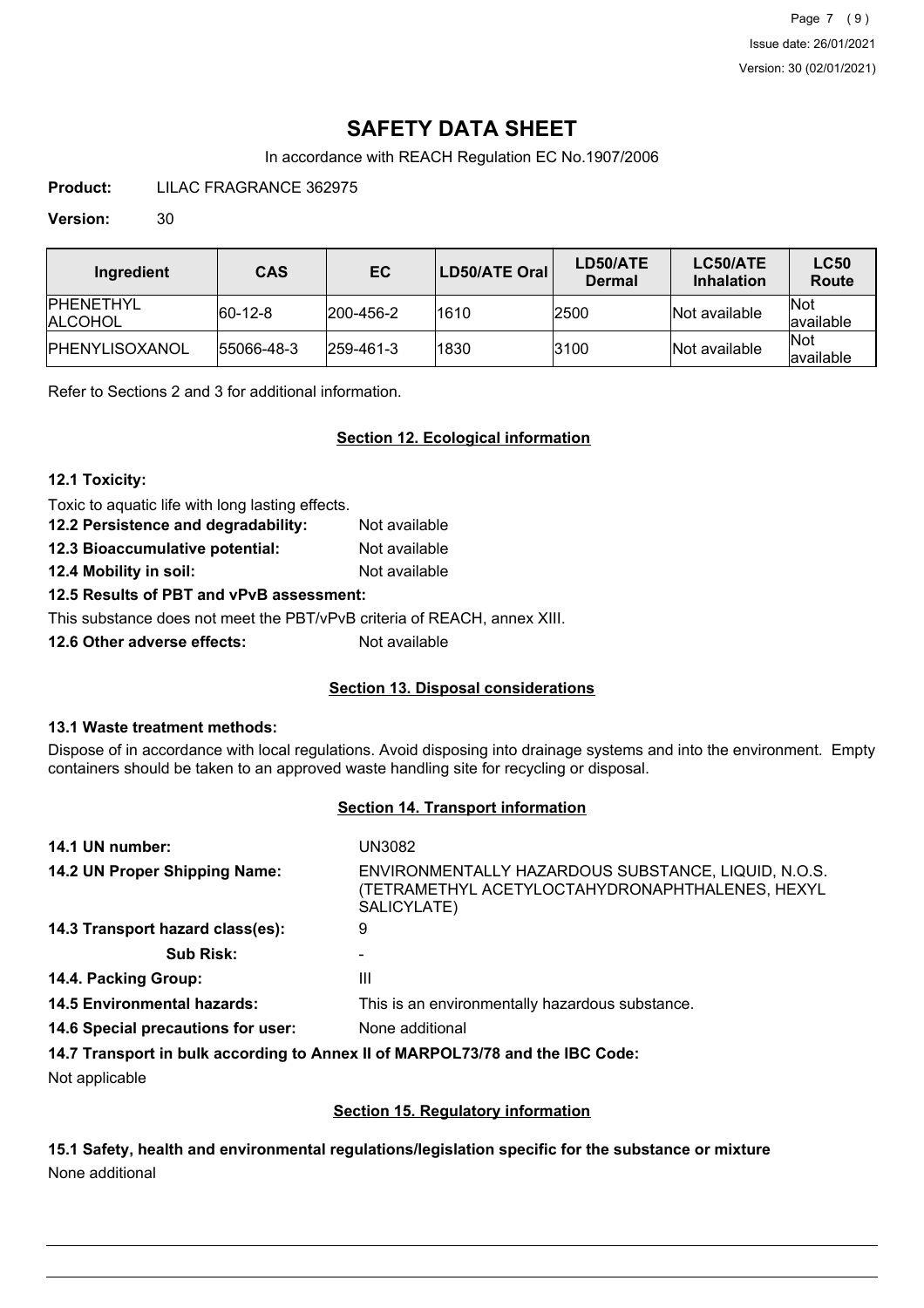# SAFETY DATA SHEET

In accordance with REACH Regulation EC No.1907/2006

**Product:** LILAC FRAGRANCE 362975

**Version:** 30

| Ingredient | CAS | EC | LD50/ATE Oral | LD50/ATE Dermal | LC50/ATE Inhalation | LC50 Route |
|---|---|---|---|---|---|---|
| PHENETHYL ALCOHOL | 60-12-8 | 200-456-2 | 1610 | 2500 | Not available | Not available |
| PHENYLISOXANOL | 55066-48-3 | 259-461-3 | 1830 | 3100 | Not available | Not available |

Refer to Sections 2 and 3 for additional information.

## Section 12. Ecological information

**12.1 Toxicity:**

Toxic to aquatic life with long lasting effects.

**12.2 Persistence and degradability:** Not available

**12.3 Bioaccumulative potential:** Not available

**12.4 Mobility in soil:** Not available

**12.5 Results of PBT and vPvB assessment:**

This substance does not meet the PBT/vPvB criteria of REACH, annex XIII.

**12.6 Other adverse effects:** Not available

## Section 13. Disposal considerations

**13.1 Waste treatment methods:**

Dispose of in accordance with local regulations. Avoid disposing into drainage systems and into the environment. Empty containers should be taken to an approved waste handling site for recycling or disposal.

## Section 14. Transport information

**14.1 UN number:** UN3082

**14.2 UN Proper Shipping Name:** ENVIRONMENTALLY HAZARDOUS SUBSTANCE, LIQUID, N.O.S. (TETRAMETHYL ACETYLOCTAHYDRONAPHTHALENES, HEXYL SALICYLATE)

**14.3 Transport hazard class(es):** 9

**Sub Risk:** -

**14.4. Packing Group:** III

**14.5 Environmental hazards:** This is an environmentally hazardous substance.

**14.6 Special precautions for user:** None additional

**14.7 Transport in bulk according to Annex II of MARPOL73/78 and the IBC Code:**

Not applicable

## Section 15. Regulatory information

**15.1 Safety, health and environmental regulations/legislation specific for the substance or mixture**

None additional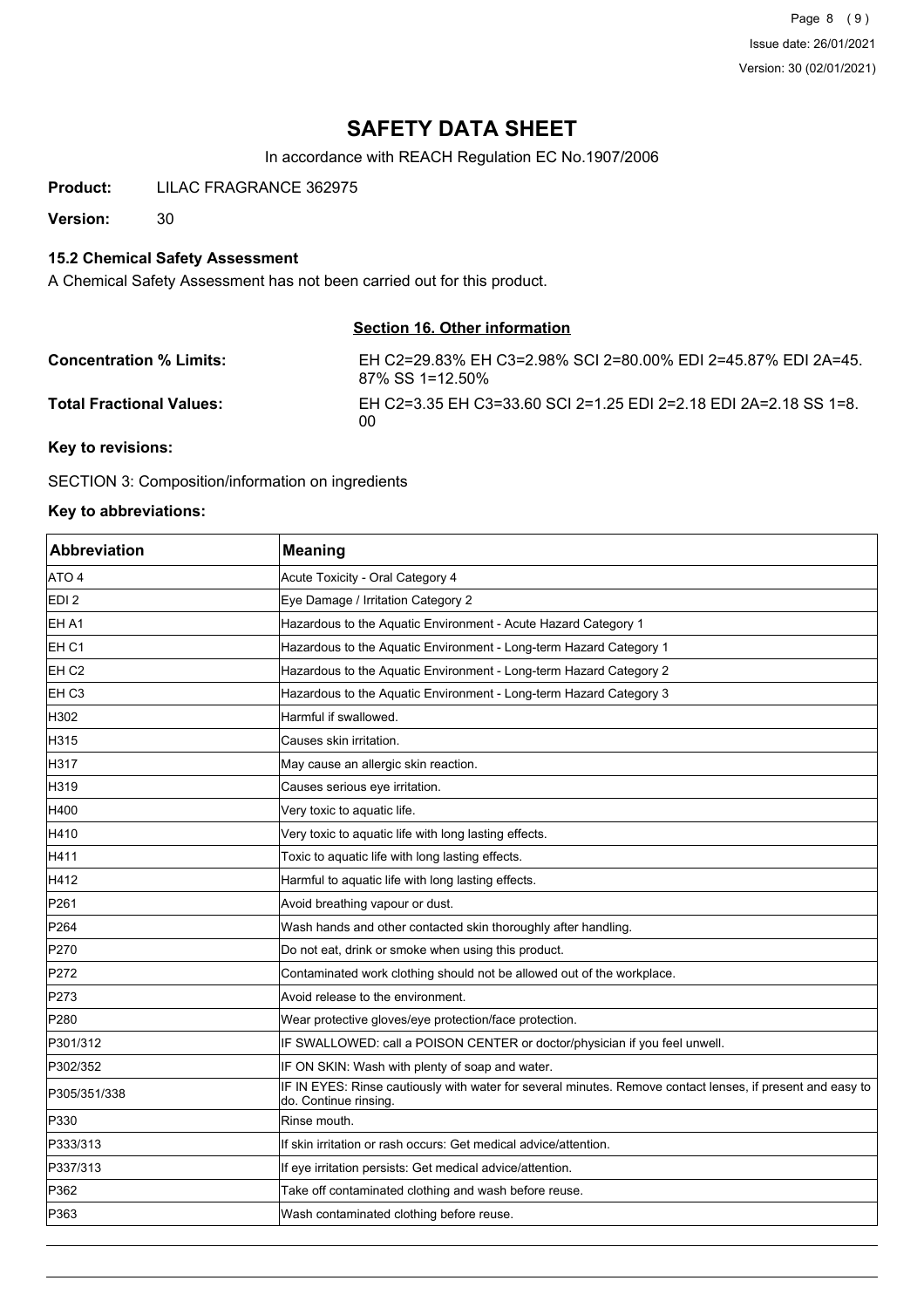# SAFETY DATA SHEET

In accordance with REACH Regulation EC No.1907/2006

**Product:** LILAC FRAGRANCE 362975

**Version:** 30

### 15.2 Chemical Safety Assessment

A Chemical Safety Assessment has not been carried out for this product.

## Section 16. Other information

**Concentration % Limits:** EH C2=29.83% EH C3=2.98% SCI 2=80.00% EDI 2=45.87% EDI 2A=45.87% SS 1=12.50%

**Total Fractional Values:** EH C2=3.35 EH C3=33.60 SCI 2=1.25 EDI 2=2.18 EDI 2A=2.18 SS 1=8.00

**Key to revisions:**

SECTION 3: Composition/information on ingredients

**Key to abbreviations:**

| Abbreviation | Meaning |
|---|---|
| ATO 4 | Acute Toxicity - Oral Category 4 |
| EDI 2 | Eye Damage / Irritation Category 2 |
| EH A1 | Hazardous to the Aquatic Environment - Acute Hazard Category 1 |
| EH C1 | Hazardous to the Aquatic Environment - Long-term Hazard Category 1 |
| EH C2 | Hazardous to the Aquatic Environment - Long-term Hazard Category 2 |
| EH C3 | Hazardous to the Aquatic Environment - Long-term Hazard Category 3 |
| H302 | Harmful if swallowed. |
| H315 | Causes skin irritation. |
| H317 | May cause an allergic skin reaction. |
| H319 | Causes serious eye irritation. |
| H400 | Very toxic to aquatic life. |
| H410 | Very toxic to aquatic life with long lasting effects. |
| H411 | Toxic to aquatic life with long lasting effects. |
| H412 | Harmful to aquatic life with long lasting effects. |
| P261 | Avoid breathing vapour or dust. |
| P264 | Wash hands and other contacted skin thoroughly after handling. |
| P270 | Do not eat, drink or smoke when using this product. |
| P272 | Contaminated work clothing should not be allowed out of the workplace. |
| P273 | Avoid release to the environment. |
| P280 | Wear protective gloves/eye protection/face protection. |
| P301/312 | IF SWALLOWED: call a POISON CENTER or doctor/physician if you feel unwell. |
| P302/352 | IF ON SKIN: Wash with plenty of soap and water. |
| P305/351/338 | IF IN EYES: Rinse cautiously with water for several minutes. Remove contact lenses, if present and easy to do. Continue rinsing. |
| P330 | Rinse mouth. |
| P333/313 | If skin irritation or rash occurs: Get medical advice/attention. |
| P337/313 | If eye irritation persists: Get medical advice/attention. |
| P362 | Take off contaminated clothing and wash before reuse. |
| P363 | Wash contaminated clothing before reuse. |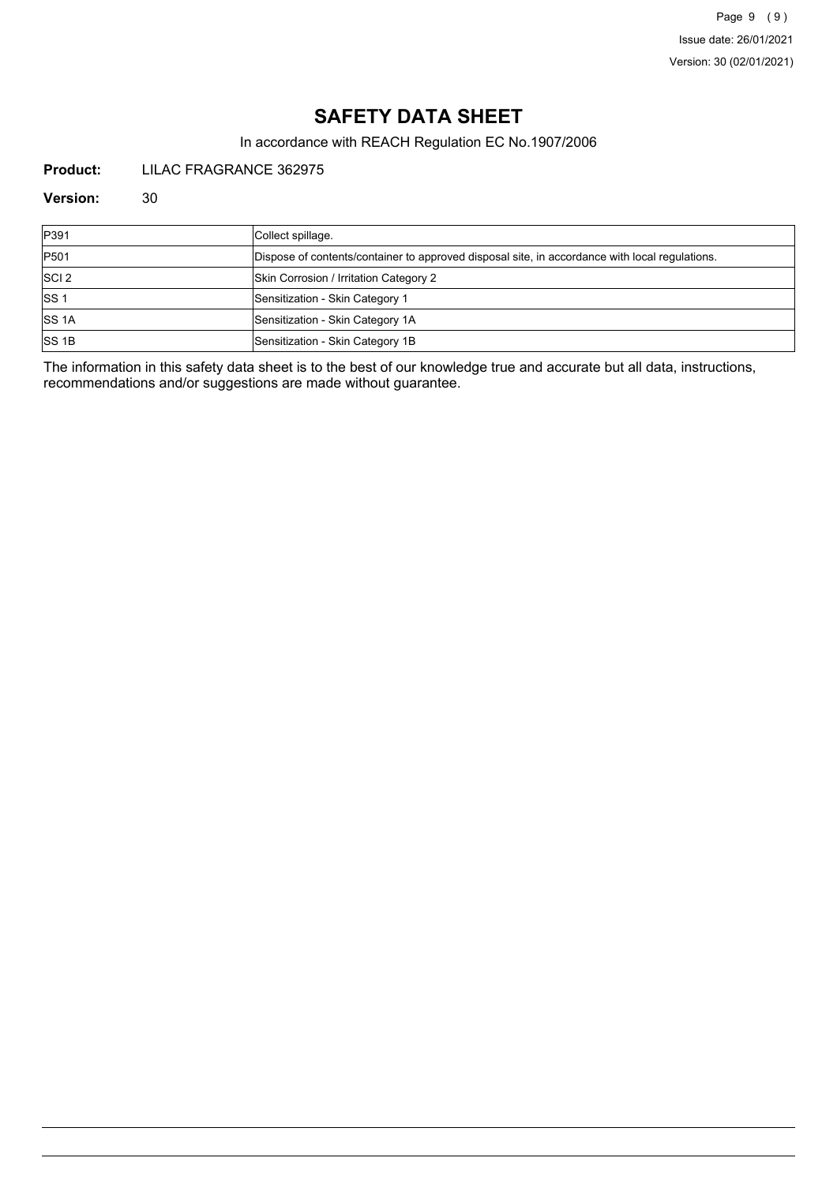# SAFETY DATA SHEET

In accordance with REACH Regulation EC No.1907/2006

**Product:** LILAC FRAGRANCE 362975

**Version:** 30

| | |
|---|---|
| P391 | Collect spillage. |
| P501 | Dispose of contents/container to approved disposal site, in accordance with local regulations. |
| SCI 2 | Skin Corrosion / Irritation Category 2 |
| SS 1 | Sensitization - Skin Category 1 |
| SS 1A | Sensitization - Skin Category 1A |
| SS 1B | Sensitization - Skin Category 1B |

The information in this safety data sheet is to the best of our knowledge true and accurate but all data, instructions, recommendations and/or suggestions are made without guarantee.